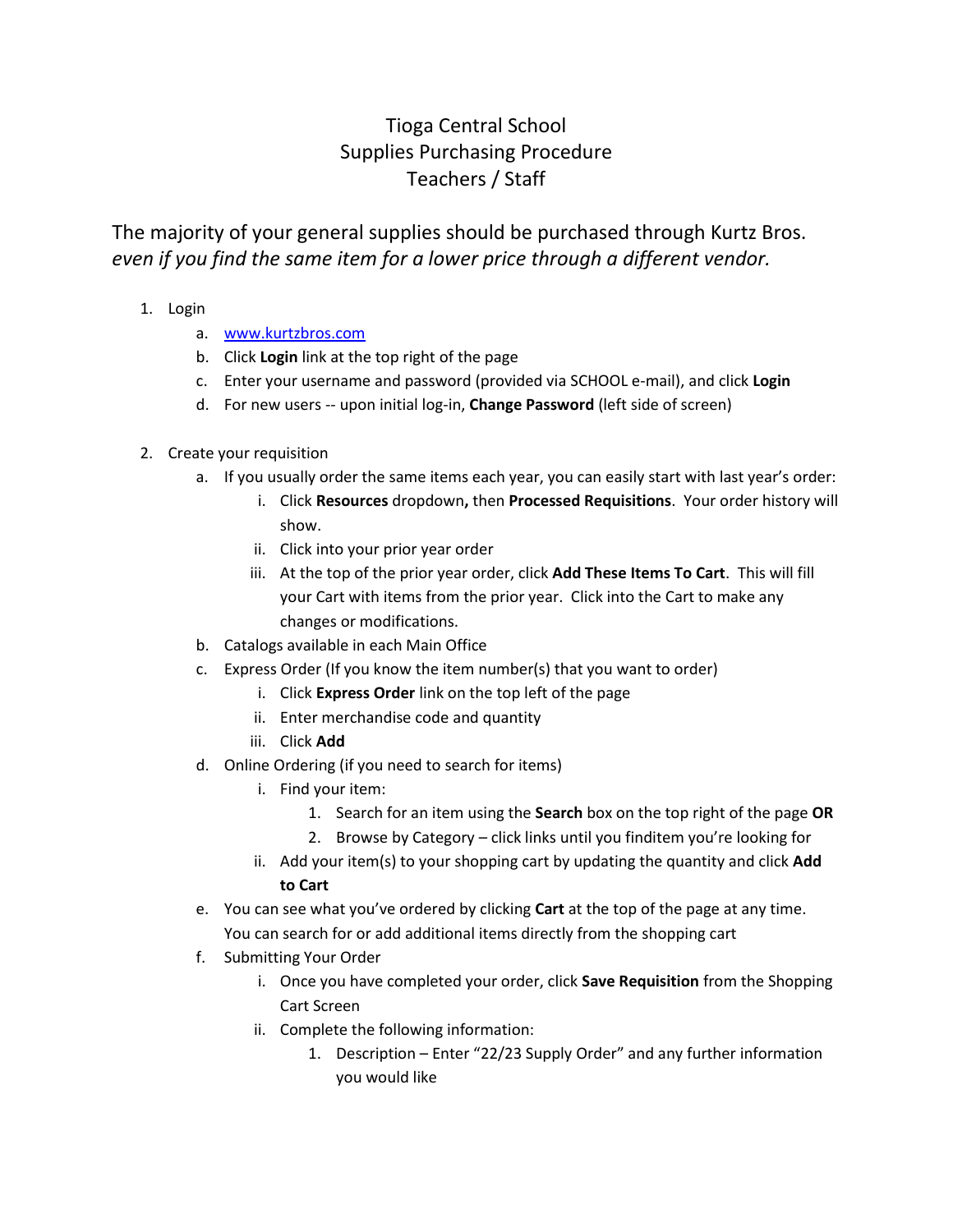# Tioga Central School
# Supplies Purchasing Procedure
# Teachers / Staff

The majority of your general supplies should be purchased through Kurtz Bros. *even if you find the same item for a lower price through a different vendor.*

1. Login
   a. [www.kurtzbros.com](http://www.kurtzbros.com)
   b. Click **Login** link at the top right of the page
   c. Enter your username and password (provided via SCHOOL e-mail), and click **Login**
   d. For new users -- upon initial log-in, **Change Password** (left side of screen)

2. Create your requisition
   a. If you usually order the same items each year, you can easily start with last year's order:
      i. Click **Resources** dropdown**,** then **Processed Requisitions**. Your order history will show.
      ii. Click into your prior year order
      iii. At the top of the prior year order, click **Add These Items To Cart**. This will fill your Cart with items from the prior year. Click into the Cart to make any changes or modifications.
   b. Catalogs available in each Main Office
   c. Express Order (If you know the item number(s) that you want to order)
      i. Click **Express Order** link on the top left of the page
      ii. Enter merchandise code and quantity
      iii. Click **Add**
   d. Online Ordering (if you need to search for items)
      i. Find your item:
         1. Search for an item using the **Search** box on the top right of the page **OR**
         2. Browse by Category – click links until you finditem you're looking for
      ii. Add your item(s) to your shopping cart by updating the quantity and click **Add to Cart**
   e. You can see what you've ordered by clicking **Cart** at the top of the page at any time. You can search for or add additional items directly from the shopping cart
   f. Submitting Your Order
      i. Once you have completed your order, click **Save Requisition** from the Shopping Cart Screen
      ii. Complete the following information:
         1. Description – Enter "22/23 Supply Order" and any further information you would like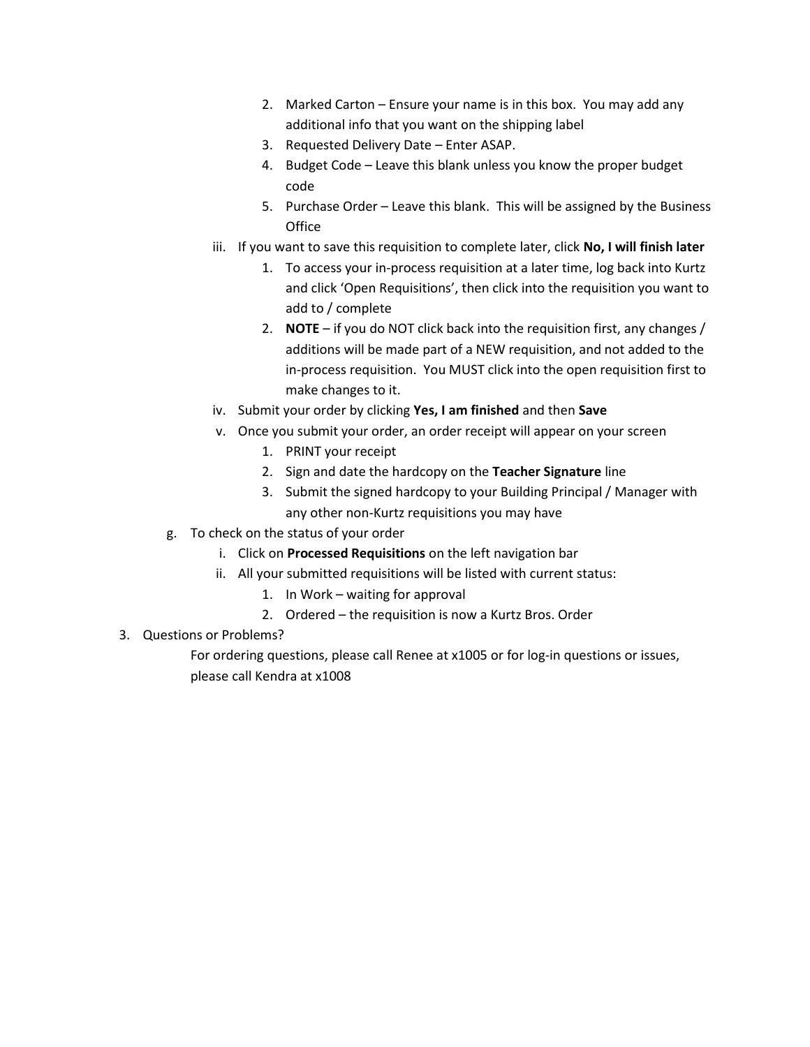2. Marked Carton – Ensure your name is in this box. You may add any additional info that you want on the shipping label
      3. Requested Delivery Date – Enter ASAP.
      4. Budget Code – Leave this blank unless you know the proper budget code
      5. Purchase Order – Leave this blank. This will be assigned by the Business Office

   iii. If you want to save this requisition to complete later, click **No, I will finish later**
      1. To access your in-process requisition at a later time, log back into Kurtz and click 'Open Requisitions', then click into the requisition you want to add to / complete
      2. **NOTE** – if you do NOT click back into the requisition first, any changes / additions will be made part of a NEW requisition, and not added to the in-process requisition. You MUST click into the open requisition first to make changes to it.

   iv. Submit your order by clicking **Yes, I am finished** and then **Save**

   v. Once you submit your order, an order receipt will appear on your screen
      1. PRINT your receipt
      2. Sign and date the hardcopy on the **Teacher Signature** line
      3. Submit the signed hardcopy to your Building Principal / Manager with any other non-Kurtz requisitions you may have

g. To check on the status of your order

   i. Click on **Processed Requisitions** on the left navigation bar

   ii. All your submitted requisitions will be listed with current status:
      1. In Work – waiting for approval
      2. Ordered – the requisition is now a Kurtz Bros. Order

3. Questions or Problems?

   For ordering questions, please call Renee at x1005 or for log-in questions or issues, please call Kendra at x1008